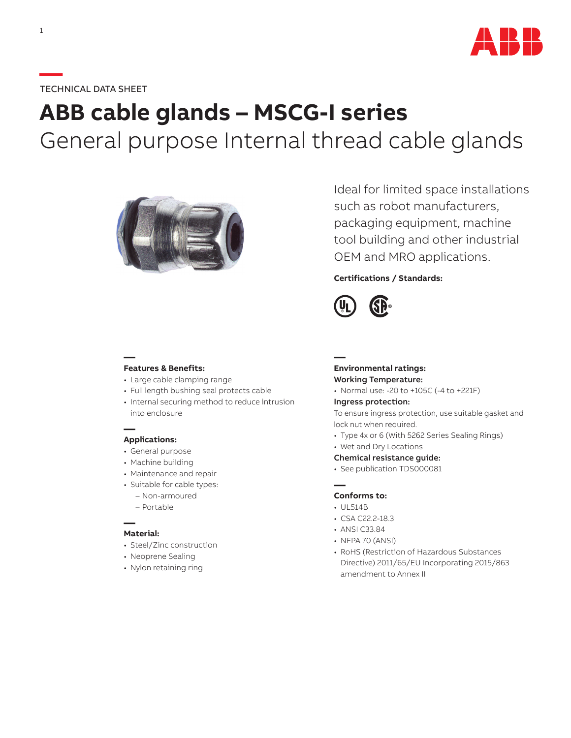TECHNICAL DATA SHEET

# ABB cable glands – MSCG-I series

## General purpose Internal thread cable glands

Ideal for limited space installations such as robot manufacturers, packaging equipment, machine tool building and other industrial OEM and MRO applications.

**Certifications / Standards:**

### Features & Benefits:

- Large cable clamping range
- Full length bushing seal protects cable
- Internal securing method to reduce intrusion into enclosure

### Applications:

- General purpose
- Machine building
- Maintenance and repair
- Suitable for cable types:
  - Non-armoured
  - Portable

### Material:

- Steel/Zinc construction
- Neoprene Sealing
- Nylon retaining ring

### Environmental ratings:

**Working Temperature:**

- Normal use: -20 to +105C (-4 to +221F)

**Ingress protection:**

To ensure ingress protection, use suitable gasket and lock nut when required.

- Type 4x or 6 (With 5262 Series Sealing Rings)
- Wet and Dry Locations

**Chemical resistance guide:**

- See publication TDS000081

### Conforms to:

- UL514B
- CSA C22.2-18.3
- ANSI C33.84
- NFPA 70 (ANSI)
- RoHS (Restriction of Hazardous Substances Directive) 2011/65/EU Incorporating 2015/863 amendment to Annex II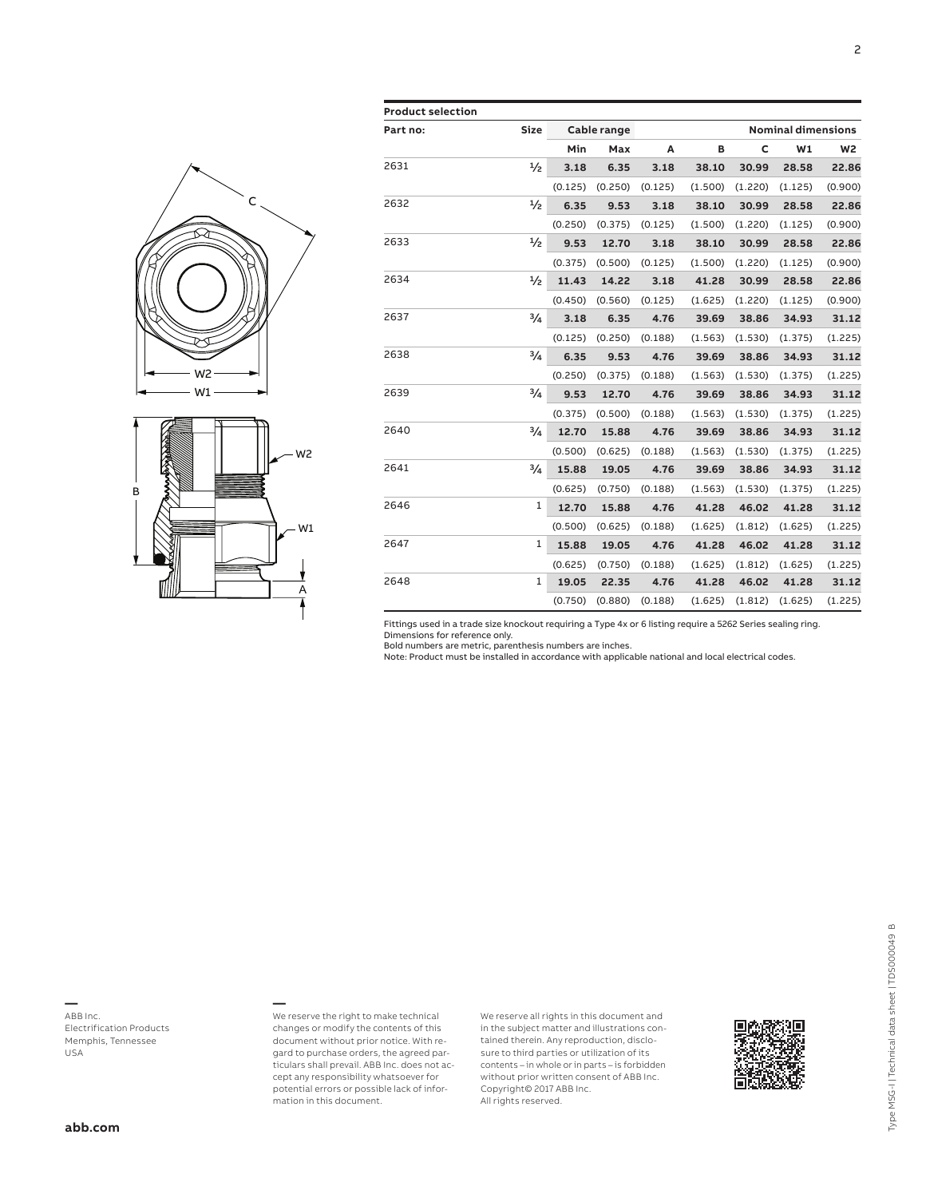**Product selection**

| Part no: | Size | Cable range | | Nominal dimensions | | | | |
|---|---|---|---|---|---|---|---|---|
| | | Min | Max | A | B | C | W1 | W2 |
| 2631 | ½ | **3.18** | **6.35** | **3.18** | **38.10** | **30.99** | **28.58** | **22.86** |
| | | (0.125) | (0.250) | (0.125) | (1.500) | (1.220) | (1.125) | (0.900) |
| 2632 | ½ | **6.35** | **9.53** | **3.18** | **38.10** | **30.99** | **28.58** | **22.86** |
| | | (0.250) | (0.375) | (0.125) | (1.500) | (1.220) | (1.125) | (0.900) |
| 2633 | ½ | **9.53** | **12.70** | **3.18** | **38.10** | **30.99** | **28.58** | **22.86** |
| | | (0.375) | (0.500) | (0.125) | (1.500) | (1.220) | (1.125) | (0.900) |
| 2634 | ½ | **11.43** | **14.22** | **3.18** | **41.28** | **30.99** | **28.58** | **22.86** |
| | | (0.450) | (0.560) | (0.125) | (1.625) | (1.220) | (1.125) | (0.900) |
| 2637 | ¾ | **3.18** | **6.35** | **4.76** | **39.69** | **38.86** | **34.93** | **31.12** |
| | | (0.125) | (0.250) | (0.188) | (1.563) | (1.530) | (1.375) | (1.225) |
| 2638 | ¾ | **6.35** | **9.53** | **4.76** | **39.69** | **38.86** | **34.93** | **31.12** |
| | | (0.250) | (0.375) | (0.188) | (1.563) | (1.530) | (1.375) | (1.225) |
| 2639 | ¾ | **9.53** | **12.70** | **4.76** | **39.69** | **38.86** | **34.93** | **31.12** |
| | | (0.375) | (0.500) | (0.188) | (1.563) | (1.530) | (1.375) | (1.225) |
| 2640 | ¾ | **12.70** | **15.88** | **4.76** | **39.69** | **38.86** | **34.93** | **31.12** |
| | | (0.500) | (0.625) | (0.188) | (1.563) | (1.530) | (1.375) | (1.225) |
| 2641 | ¾ | **15.88** | **19.05** | **4.76** | **39.69** | **38.86** | **34.93** | **31.12** |
| | | (0.625) | (0.750) | (0.188) | (1.563) | (1.530) | (1.375) | (1.225) |
| 2646 | 1 | **12.70** | **15.88** | **4.76** | **41.28** | **46.02** | **41.28** | **31.12** |
| | | (0.500) | (0.625) | (0.188) | (1.625) | (1.812) | (1.625) | (1.225) |
| 2647 | 1 | **15.88** | **19.05** | **4.76** | **41.28** | **46.02** | **41.28** | **31.12** |
| | | (0.625) | (0.750) | (0.188) | (1.625) | (1.812) | (1.625) | (1.225) |
| 2648 | 1 | **19.05** | **22.35** | **4.76** | **41.28** | **46.02** | **41.28** | **31.12** |
| | | (0.750) | (0.880) | (0.188) | (1.625) | (1.812) | (1.625) | (1.225) |

Fittings used in a trade size knockout requiring a Type 4x or 6 listing require a 5262 Series sealing ring.
Dimensions for reference only.
Bold numbers are metric, parenthesis numbers are inches.
Note: Product must be installed in accordance with applicable national and local electrical codes.

ABB Inc.
Electrification Products
Memphis, Tennessee
USA

We reserve the right to make technical changes or modify the contents of this document without prior notice. With regard to purchase orders, the agreed particulars shall prevail. ABB Inc. does not accept any responsibility whatsoever for potential errors or possible lack of information in this document.

We reserve all rights in this document and in the subject matter and illustrations contained therein. Any reproduction, disclosure to third parties or utilization of its contents – in whole or in parts – is forbidden without prior written consent of ABB Inc.
Copyright© 2017 ABB Inc.
All rights reserved.

**abb.com**

Type MSG-I | Technical data sheet | TDS000049 B